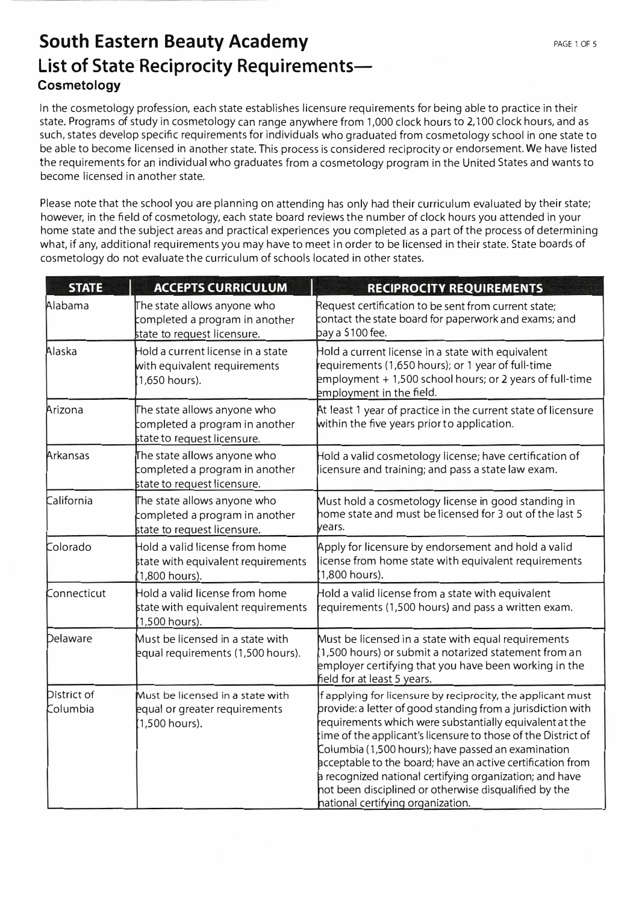# South Eastern Beauty Academy

## List of State Reciprocity Requirements—

### Cosmetology

In the cosmetology profession, each state establishes licensure requirements for being able to practice in their state. Programs of study in cosmetology can range anywhere from 1,000 clock hours to 2,100 clock hours, and as such, states develop specific requirements for individuals who graduated from cosmetology school in one state to be able to become licensed in another state. This process is considered reciprocity or endorsement. We have listed the requirements for an individual who graduates from a cosmetology program in the United States and wants to become licensed in another state.

Please note that the school you are planning on attending has only had their curriculum evaluated by their state; however, in the field of cosmetology, each state board reviews the number of clock hours you attended in your home state and the subject areas and practical experiences you completed as a part of the process of determining what, if any, additional requirements you may have to meet in order to be licensed in their state. State boards of cosmetology do not evaluate the curriculum of schools located in other states.

| STATE | ACCEPTS CURRICULUM | RECIPROCITY REQUIREMENTS |
|---|---|---|
| Alabama | The state allows anyone who completed a program in another state to request licensure. | Request certification to be sent from current state; contact the state board for paperwork and exams; and pay a $100 fee. |
| Alaska | Hold a current license in a state with equivalent requirements (1,650 hours). | Hold a current license in a state with equivalent requirements (1,650 hours); or 1 year of full-time employment + 1,500 school hours; or 2 years of full-time employment in the field. |
| Arizona | The state allows anyone who completed a program in another state to request licensure. | At least 1 year of practice in the current state of licensure within the five years prior to application. |
| Arkansas | The state allows anyone who completed a program in another state to request licensure. | Hold a valid cosmetology license; have certification of licensure and training; and pass a state law exam. |
| California | The state allows anyone who completed a program in another state to request licensure. | Must hold a cosmetology license in good standing in home state and must be licensed for 3 out of the last 5 years. |
| Colorado | Hold a valid license from home state with equivalent requirements (1,800 hours). | Apply for licensure by endorsement and hold a valid license from home state with equivalent requirements (1,800 hours). |
| Connecticut | Hold a valid license from home state with equivalent requirements (1,500 hours). | Hold a valid license from a state with equivalent requirements (1,500 hours) and pass a written exam. |
| Delaware | Must be licensed in a state with equal requirements (1,500 hours). | Must be licensed in a state with equal requirements (1,500 hours) or submit a notarized statement from an employer certifying that you have been working in the field for at least 5 years. |
| District of Columbia | Must be licensed in a state with equal or greater requirements (1,500 hours). | If applying for licensure by reciprocity, the applicant must provide: a letter of good standing from a jurisdiction with requirements which were substantially equivalent at the time of the applicant's licensure to those of the District of Columbia (1,500 hours); have passed an examination acceptable to the board; have an active certification from a recognized national certifying organization; and have not been disciplined or otherwise disqualified by the national certifying organization. |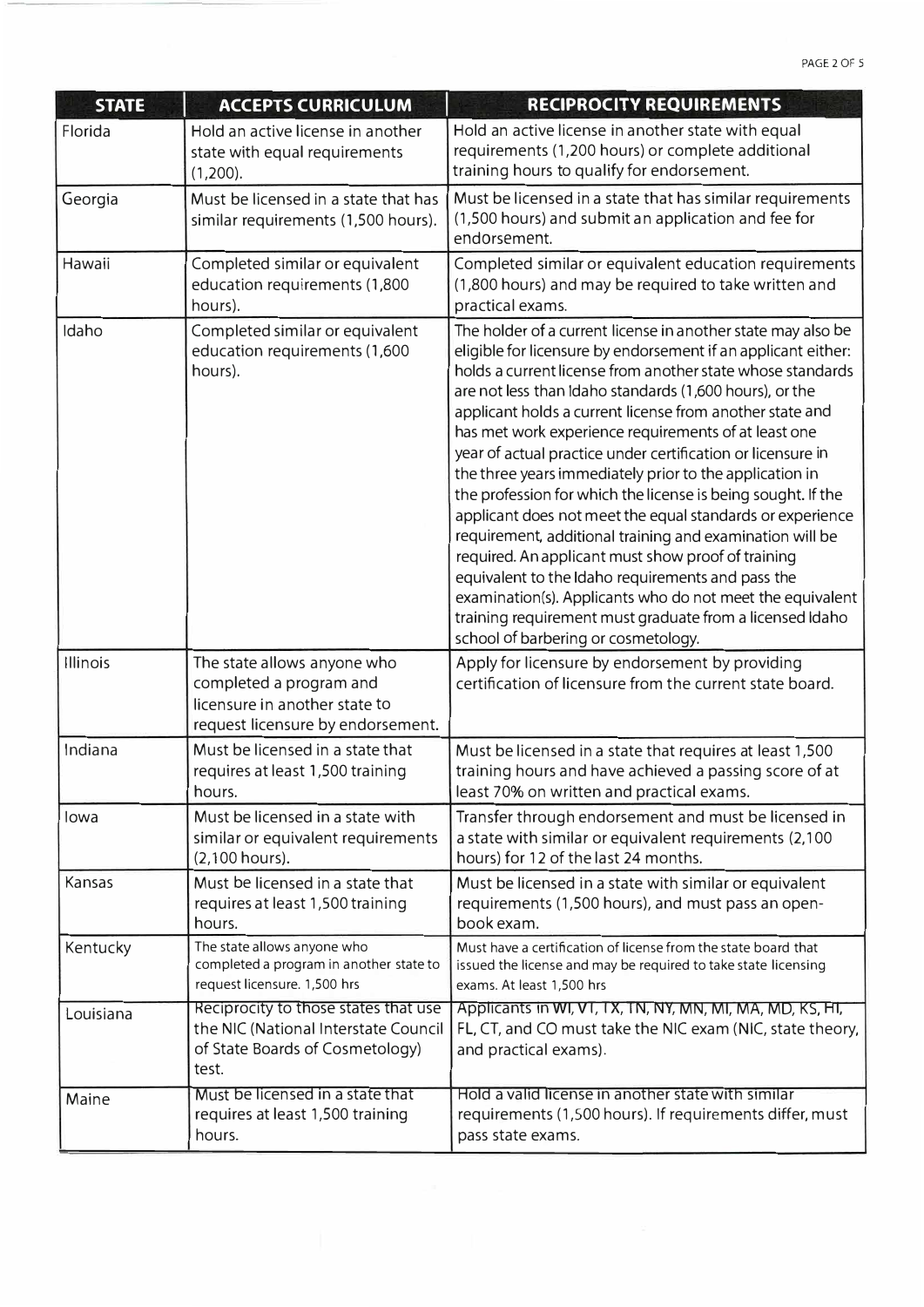| STATE | ACCEPTS CURRICULUM | RECIPROCITY REQUIREMENTS |
|---|---|---|
| Florida | Hold an active license in another state with equal requirements (1,200). | Hold an active license in another state with equal requirements (1,200 hours) or complete additional training hours to qualify for endorsement. |
| Georgia | Must be licensed in a state that has similar requirements (1,500 hours). | Must be licensed in a state that has similar requirements (1,500 hours) and submit an application and fee for endorsement. |
| Hawaii | Completed similar or equivalent education requirements (1,800 hours). | Completed similar or equivalent education requirements (1,800 hours) and may be required to take written and practical exams. |
| Idaho | Completed similar or equivalent education requirements (1,600 hours). | The holder of a current license in another state may also be eligible for licensure by endorsement if an applicant either: holds a current license from another state whose standards are not less than Idaho standards (1,600 hours), or the applicant holds a current license from another state and has met work experience requirements of at least one year of actual practice under certification or licensure in the three years immediately prior to the application in the profession for which the license is being sought. If the applicant does not meet the equal standards or experience requirement, additional training and examination will be required. An applicant must show proof of training equivalent to the Idaho requirements and pass the examination(s). Applicants who do not meet the equivalent training requirement must graduate from a licensed Idaho school of barbering or cosmetology. |
| Illinois | The state allows anyone who completed a program and licensure in another state to request licensure by endorsement. | Apply for licensure by endorsement by providing certification of licensure from the current state board. |
| Indiana | Must be licensed in a state that requires at least 1,500 training hours. | Must be licensed in a state that requires at least 1,500 training hours and have achieved a passing score of at least 70% on written and practical exams. |
| Iowa | Must be licensed in a state with similar or equivalent requirements (2,100 hours). | Transfer through endorsement and must be licensed in a state with similar or equivalent requirements (2,100 hours) for 12 of the last 24 months. |
| Kansas | Must be licensed in a state that requires at least 1,500 training hours. | Must be licensed in a state with similar or equivalent requirements (1,500 hours), and must pass an open-book exam. |
| Kentucky | The state allows anyone who completed a program in another state to request licensure. 1,500 hrs | Must have a certification of license from the state board that issued the license and may be required to take state licensing exams. At least 1,500 hrs |
| Louisiana | Reciprocity to those states that use the NIC (National Interstate Council of State Boards of Cosmetology) test. | Applicants in WI, VT, TX, TN, NY, MN, MI, MA, MD, KS, HI, FL, CT, and CO must take the NIC exam (NIC, state theory, and practical exams). |
| Maine | Must be licensed in a state that requires at least 1,500 training hours. | Hold a valid license in another state with similar requirements (1,500 hours). If requirements differ, must pass state exams. |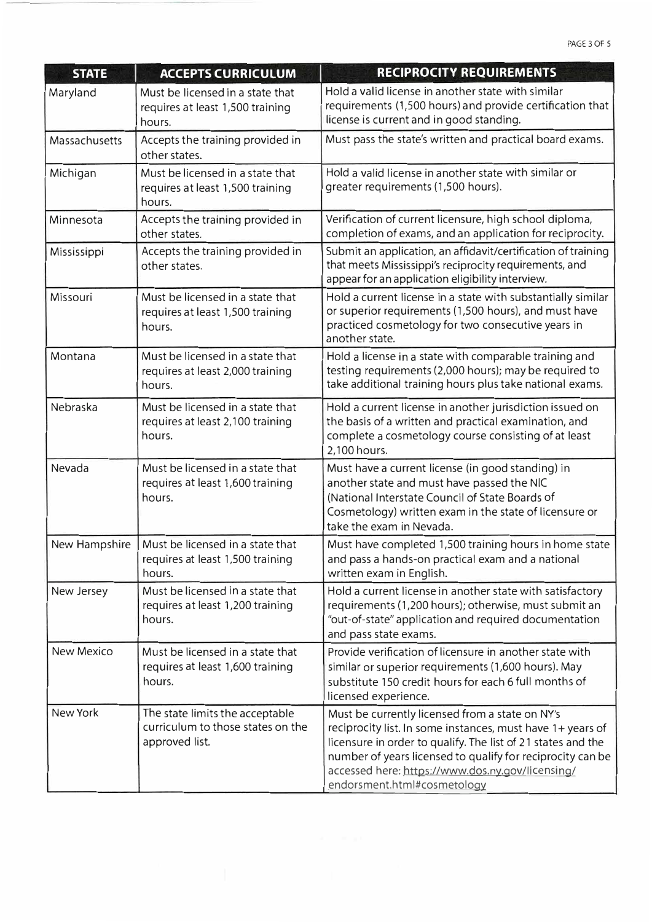| STATE | ACCEPTS CURRICULUM | RECIPROCITY REQUIREMENTS |
| --- | --- | --- |
| Maryland | Must be licensed in a state that requires at least 1,500 training hours. | Hold a valid license in another state with similar requirements (1,500 hours) and provide certification that license is current and in good standing. |
| Massachusetts | Accepts the training provided in other states. | Must pass the state's written and practical board exams. |
| Michigan | Must be licensed in a state that requires at least 1,500 training hours. | Hold a valid license in another state with similar or greater requirements (1,500 hours). |
| Minnesota | Accepts the training provided in other states. | Verification of current licensure, high school diploma, completion of exams, and an application for reciprocity. |
| Mississippi | Accepts the training provided in other states. | Submit an application, an affidavit/certification of training that meets Mississippi's reciprocity requirements, and appear for an application eligibility interview. |
| Missouri | Must be licensed in a state that requires at least 1,500 training hours. | Hold a current license in a state with substantially similar or superior requirements (1,500 hours), and must have practiced cosmetology for two consecutive years in another state. |
| Montana | Must be licensed in a state that requires at least 2,000 training hours. | Hold a license in a state with comparable training and testing requirements (2,000 hours); may be required to take additional training hours plus take national exams. |
| Nebraska | Must be licensed in a state that requires at least 2,100 training hours. | Hold a current license in another jurisdiction issued on the basis of a written and practical examination, and complete a cosmetology course consisting of at least 2,100 hours. |
| Nevada | Must be licensed in a state that requires at least 1,600 training hours. | Must have a current license (in good standing) in another state and must have passed the NIC (National Interstate Council of State Boards of Cosmetology) written exam in the state of licensure or take the exam in Nevada. |
| New Hampshire | Must be licensed in a state that requires at least 1,500 training hours. | Must have completed 1,500 training hours in home state and pass a hands-on practical exam and a national written exam in English. |
| New Jersey | Must be licensed in a state that requires at least 1,200 training hours. | Hold a current license in another state with satisfactory requirements (1,200 hours); otherwise, must submit an "out-of-state" application and required documentation and pass state exams. |
| New Mexico | Must be licensed in a state that requires at least 1,600 training hours. | Provide verification of licensure in another state with similar or superior requirements (1,600 hours). May substitute 150 credit hours for each 6 full months of licensed experience. |
| New York | The state limits the acceptable curriculum to those states on the approved list. | Must be currently licensed from a state on NY's reciprocity list. In some instances, must have 1+ years of licensure in order to qualify. The list of 21 states and the number of years licensed to qualify for reciprocity can be accessed here: https://www.dos.ny.gov/licensing/endorsment.html#cosmetology |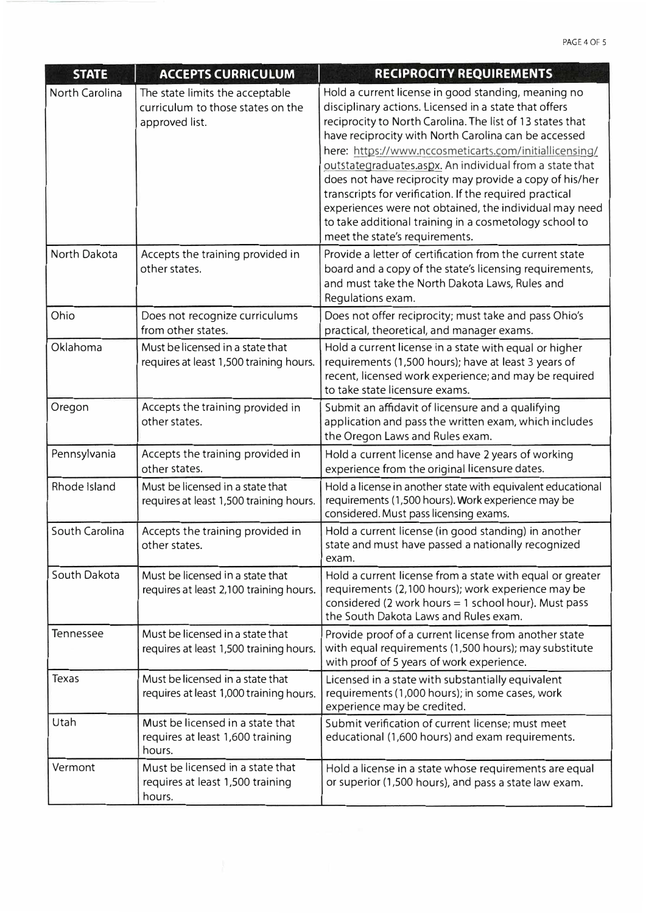| STATE | ACCEPTS CURRICULUM | RECIPROCITY REQUIREMENTS |
| --- | --- | --- |
| North Carolina | The state limits the acceptable curriculum to those states on the approved list. | Hold a current license in good standing, meaning no disciplinary actions. Licensed in a state that offers reciprocity to North Carolina. The list of 13 states that have reciprocity with North Carolina can be accessed here: https://www.nccosmeticarts.com/initiallicensing/outstategraduates.aspx. An individual from a state that does not have reciprocity may provide a copy of his/her transcripts for verification. If the required practical experiences were not obtained, the individual may need to take additional training in a cosmetology school to meet the state's requirements. |
| North Dakota | Accepts the training provided in other states. | Provide a letter of certification from the current state board and a copy of the state's licensing requirements, and must take the North Dakota Laws, Rules and Regulations exam. |
| Ohio | Does not recognize curriculums from other states. | Does not offer reciprocity; must take and pass Ohio's practical, theoretical, and manager exams. |
| Oklahoma | Must be licensed in a state that requires at least 1,500 training hours. | Hold a current license in a state with equal or higher requirements (1,500 hours); have at least 3 years of recent, licensed work experience; and may be required to take state licensure exams. |
| Oregon | Accepts the training provided in other states. | Submit an affidavit of licensure and a qualifying application and pass the written exam, which includes the Oregon Laws and Rules exam. |
| Pennsylvania | Accepts the training provided in other states. | Hold a current license and have 2 years of working experience from the original licensure dates. |
| Rhode Island | Must be licensed in a state that requires at least 1,500 training hours. | Hold a license in another state with equivalent educational requirements (1,500 hours). Work experience may be considered. Must pass licensing exams. |
| South Carolina | Accepts the training provided in other states. | Hold a current license (in good standing) in another state and must have passed a nationally recognized exam. |
| South Dakota | Must be licensed in a state that requires at least 2,100 training hours. | Hold a current license from a state with equal or greater requirements (2,100 hours); work experience may be considered (2 work hours = 1 school hour). Must pass the South Dakota Laws and Rules exam. |
| Tennessee | Must be licensed in a state that requires at least 1,500 training hours. | Provide proof of a current license from another state with equal requirements (1,500 hours); may substitute with proof of 5 years of work experience. |
| Texas | Must be licensed in a state that requires at least 1,000 training hours. | Licensed in a state with substantially equivalent requirements (1,000 hours); in some cases, work experience may be credited. |
| Utah | Must be licensed in a state that requires at least 1,600 training hours. | Submit verification of current license; must meet educational (1,600 hours) and exam requirements. |
| Vermont | Must be licensed in a state that requires at least 1,500 training hours. | Hold a license in a state whose requirements are equal or superior (1,500 hours), and pass a state law exam. |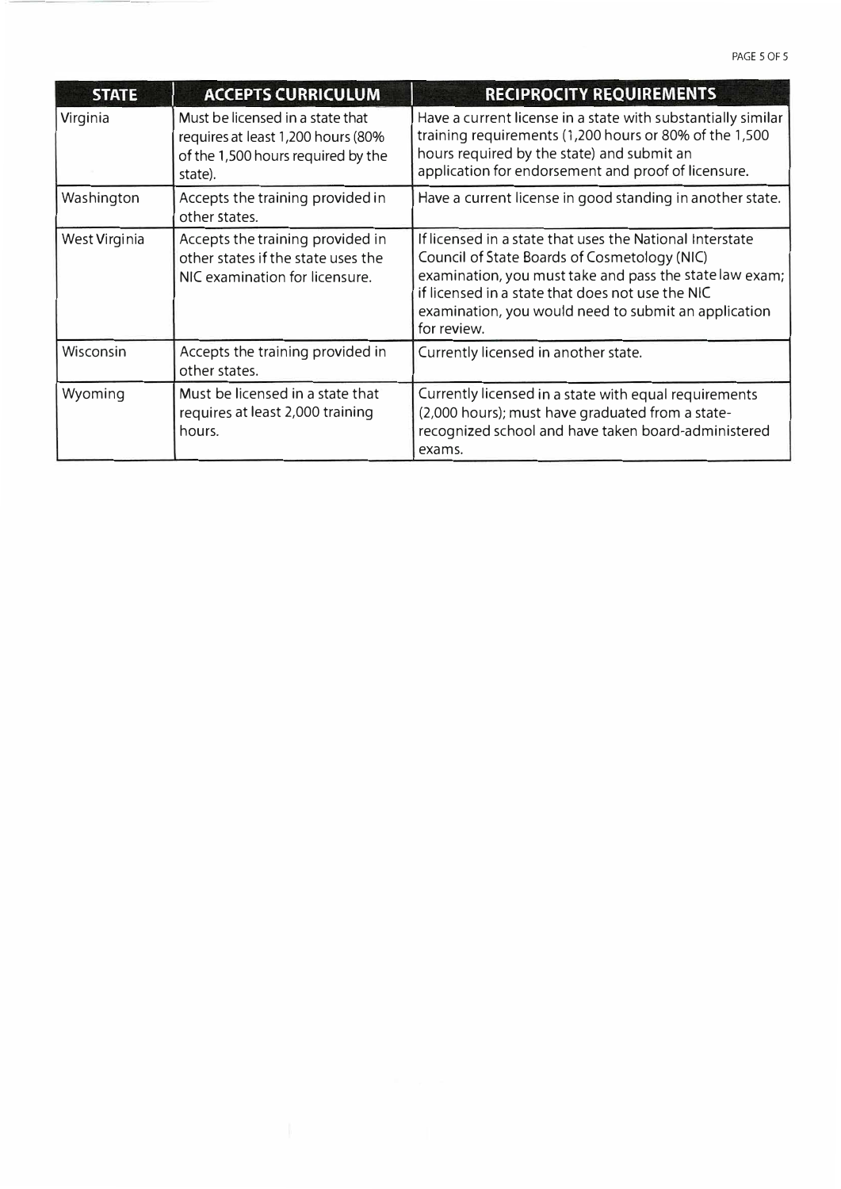| STATE | ACCEPTS CURRICULUM | RECIPROCITY REQUIREMENTS |
| --- | --- | --- |
| Virginia | Must be licensed in a state that requires at least 1,200 hours (80% of the 1,500 hours required by the state). | Have a current license in a state with substantially similar training requirements (1,200 hours or 80% of the 1,500 hours required by the state) and submit an application for endorsement and proof of licensure. |
| Washington | Accepts the training provided in other states. | Have a current license in good standing in another state. |
| West Virginia | Accepts the training provided in other states if the state uses the NIC examination for licensure. | If licensed in a state that uses the National Interstate Council of State Boards of Cosmetology (NIC) examination, you must take and pass the state law exam; if licensed in a state that does not use the NIC examination, you would need to submit an application for review. |
| Wisconsin | Accepts the training provided in other states. | Currently licensed in another state. |
| Wyoming | Must be licensed in a state that requires at least 2,000 training hours. | Currently licensed in a state with equal requirements (2,000 hours); must have graduated from a state-recognized school and have taken board-administered exams. |